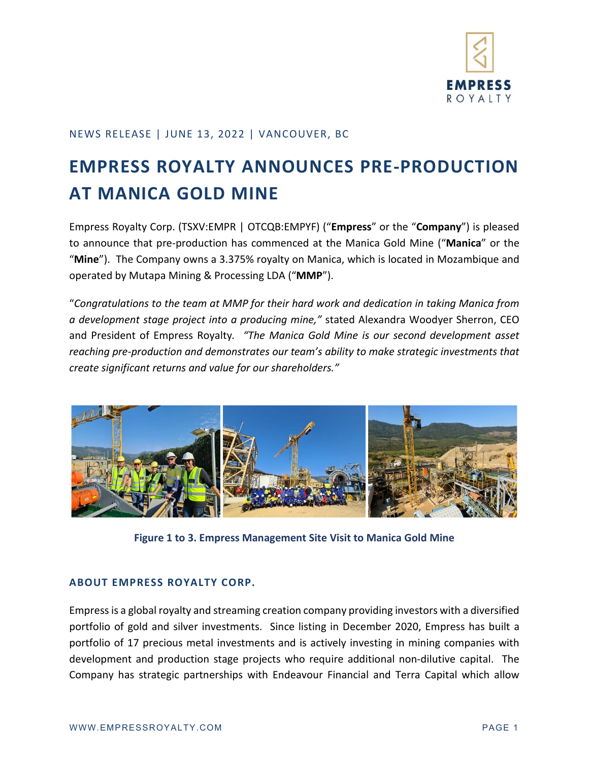NEWS RELEASE | JUNE 13, 2022 | VANCOUVER, BC

# EMPRESS ROYALTY ANNOUNCES PRE-PRODUCTION AT MANICA GOLD MINE

Empress Royalty Corp. (TSXV:EMPR | OTCQB:EMPYF) ("**Empress**" or the "**Company**") is pleased to announce that pre-production has commenced at the Manica Gold Mine ("**Manica**" or the "**Mine**"). The Company owns a 3.375% royalty on Manica, which is located in Mozambique and operated by Mutapa Mining & Processing LDA ("**MMP**").

"*Congratulations to the team at MMP for their hard work and dedication in taking Manica from a development stage project into a producing mine,*" stated Alexandra Woodyer Sherron, CEO and President of Empress Royalty. *"The Manica Gold Mine is our second development asset reaching pre-production and demonstrates our team's ability to make strategic investments that create significant returns and value for our shareholders."*

**Figure 1 to 3. Empress Management Site Visit to Manica Gold Mine**

## ABOUT EMPRESS ROYALTY CORP.

Empress is a global royalty and streaming creation company providing investors with a diversified portfolio of gold and silver investments. Since listing in December 2020, Empress has built a portfolio of 17 precious metal investments and is actively investing in mining companies with development and production stage projects who require additional non-dilutive capital. The Company has strategic partnerships with Endeavour Financial and Terra Capital which allow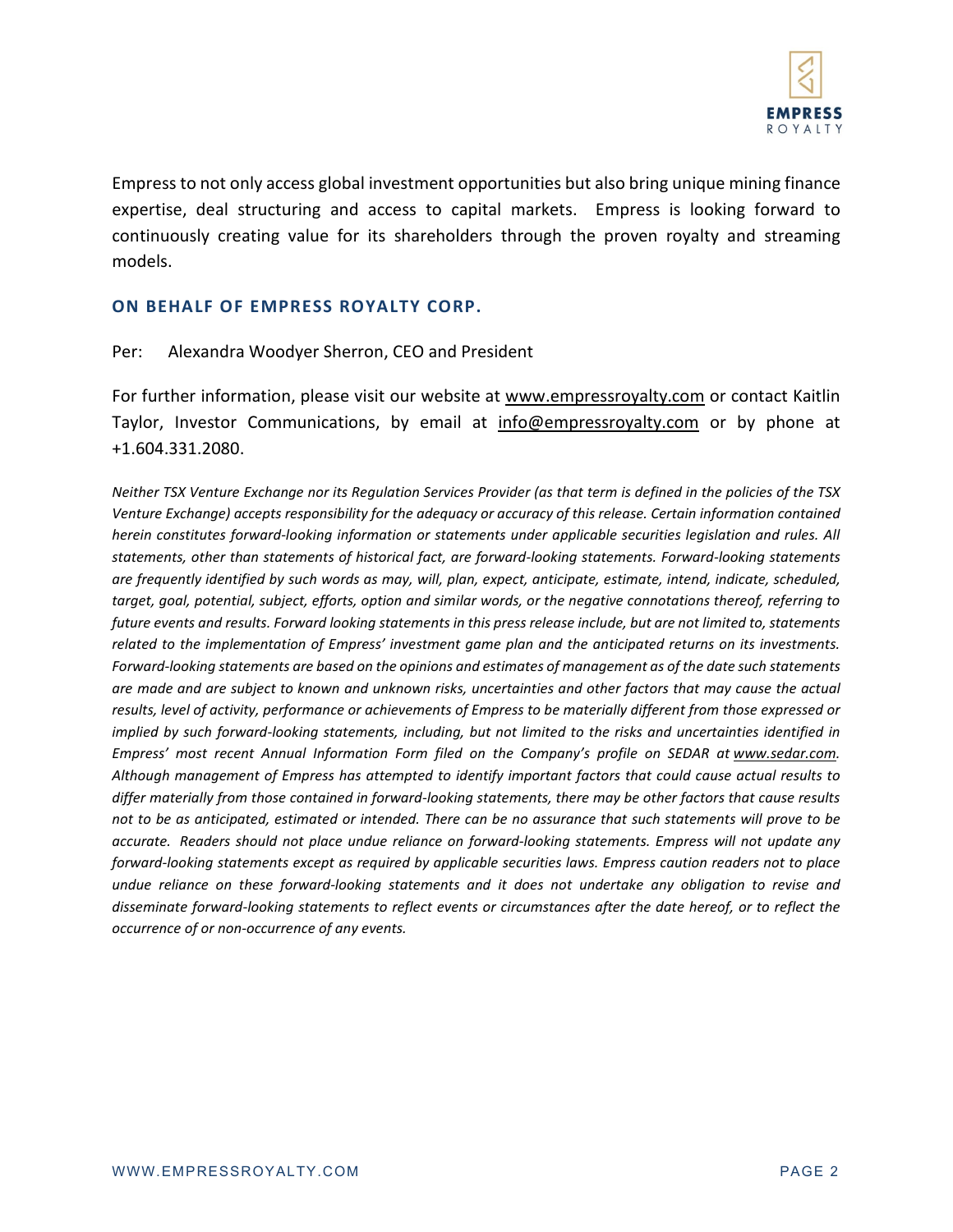Empress to not only access global investment opportunities but also bring unique mining finance expertise, deal structuring and access to capital markets. Empress is looking forward to continuously creating value for its shareholders through the proven royalty and streaming models.

**ON BEHALF OF EMPRESS ROYALTY CORP.**

Per: Alexandra Woodyer Sherron, CEO and President

For further information, please visit our website at www.empressroyalty.com or contact Kaitlin Taylor, Investor Communications, by email at info@empressroyalty.com or by phone at +1.604.331.2080.

*Neither TSX Venture Exchange nor its Regulation Services Provider (as that term is defined in the policies of the TSX Venture Exchange) accepts responsibility for the adequacy or accuracy of this release. Certain information contained herein constitutes forward-looking information or statements under applicable securities legislation and rules. All statements, other than statements of historical fact, are forward-looking statements. Forward-looking statements are frequently identified by such words as may, will, plan, expect, anticipate, estimate, intend, indicate, scheduled, target, goal, potential, subject, efforts, option and similar words, or the negative connotations thereof, referring to future events and results. Forward looking statements in this press release include, but are not limited to, statements related to the implementation of Empress' investment game plan and the anticipated returns on its investments. Forward-looking statements are based on the opinions and estimates of management as of the date such statements are made and are subject to known and unknown risks, uncertainties and other factors that may cause the actual results, level of activity, performance or achievements of Empress to be materially different from those expressed or implied by such forward-looking statements, including, but not limited to the risks and uncertainties identified in Empress' most recent Annual Information Form filed on the Company's profile on SEDAR at www.sedar.com. Although management of Empress has attempted to identify important factors that could cause actual results to differ materially from those contained in forward-looking statements, there may be other factors that cause results not to be as anticipated, estimated or intended. There can be no assurance that such statements will prove to be accurate. Readers should not place undue reliance on forward-looking statements. Empress will not update any forward-looking statements except as required by applicable securities laws. Empress caution readers not to place undue reliance on these forward-looking statements and it does not undertake any obligation to revise and disseminate forward-looking statements to reflect events or circumstances after the date hereof, or to reflect the occurrence of or non-occurrence of any events.*